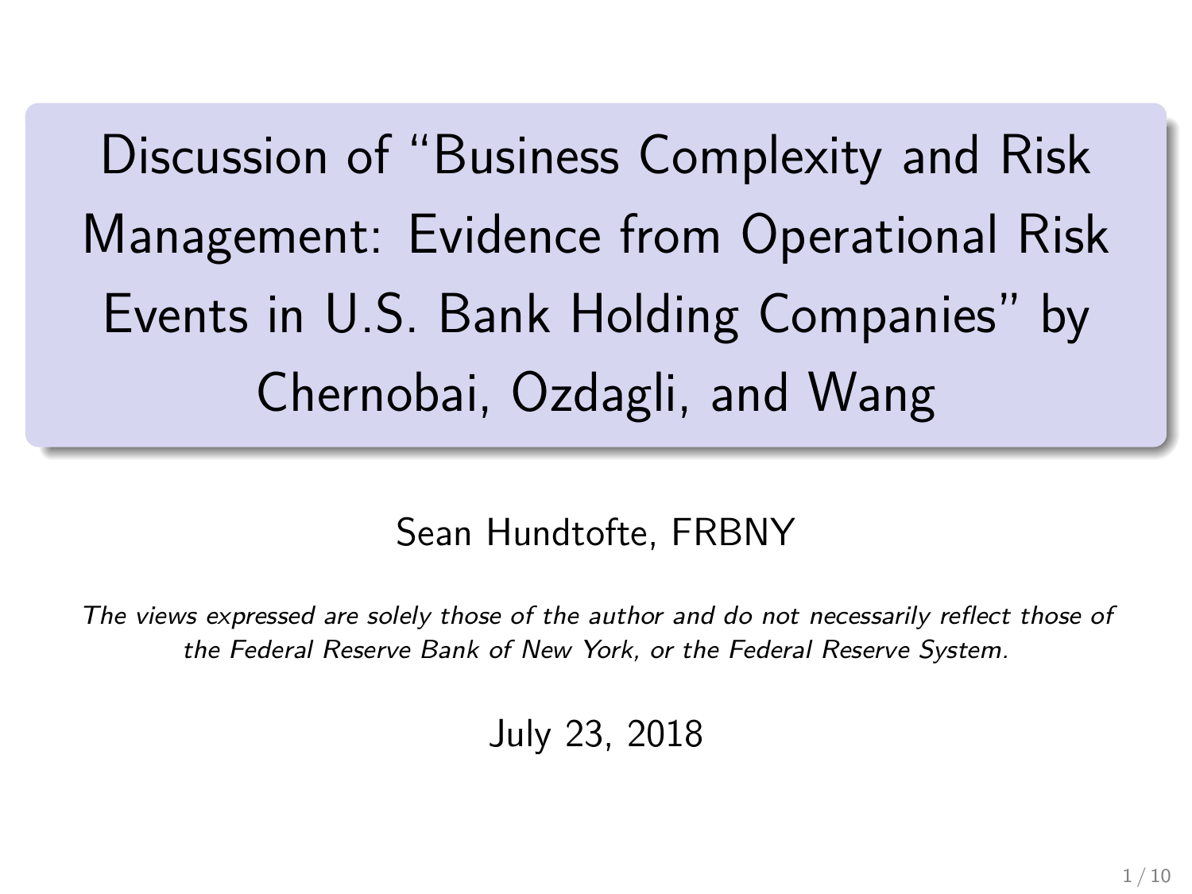# Discussion of "Business Complexity and Risk Management: Evidence from Operational Risk Events in U.S. Bank Holding Companies" by Chernobai, Ozdagli, and Wang

Sean Hundtofte, FRBNY

*The views expressed are solely those of the author and do not necessarily reflect those of the Federal Reserve Bank of New York, or the Federal Reserve System.*

July 23, 2018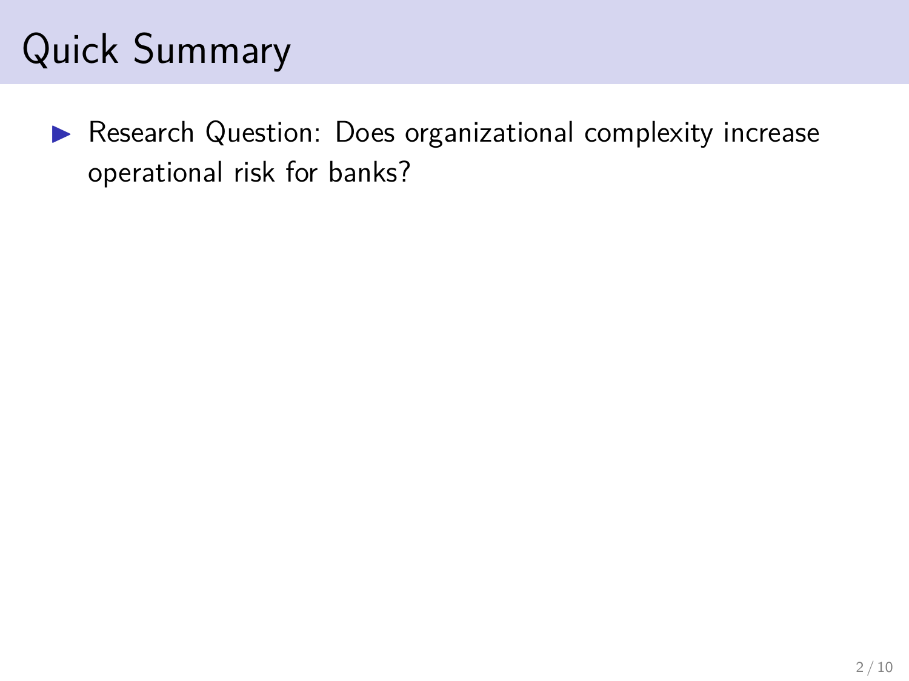# Quick Summary

- Research Question: Does organizational complexity increase operational risk for banks?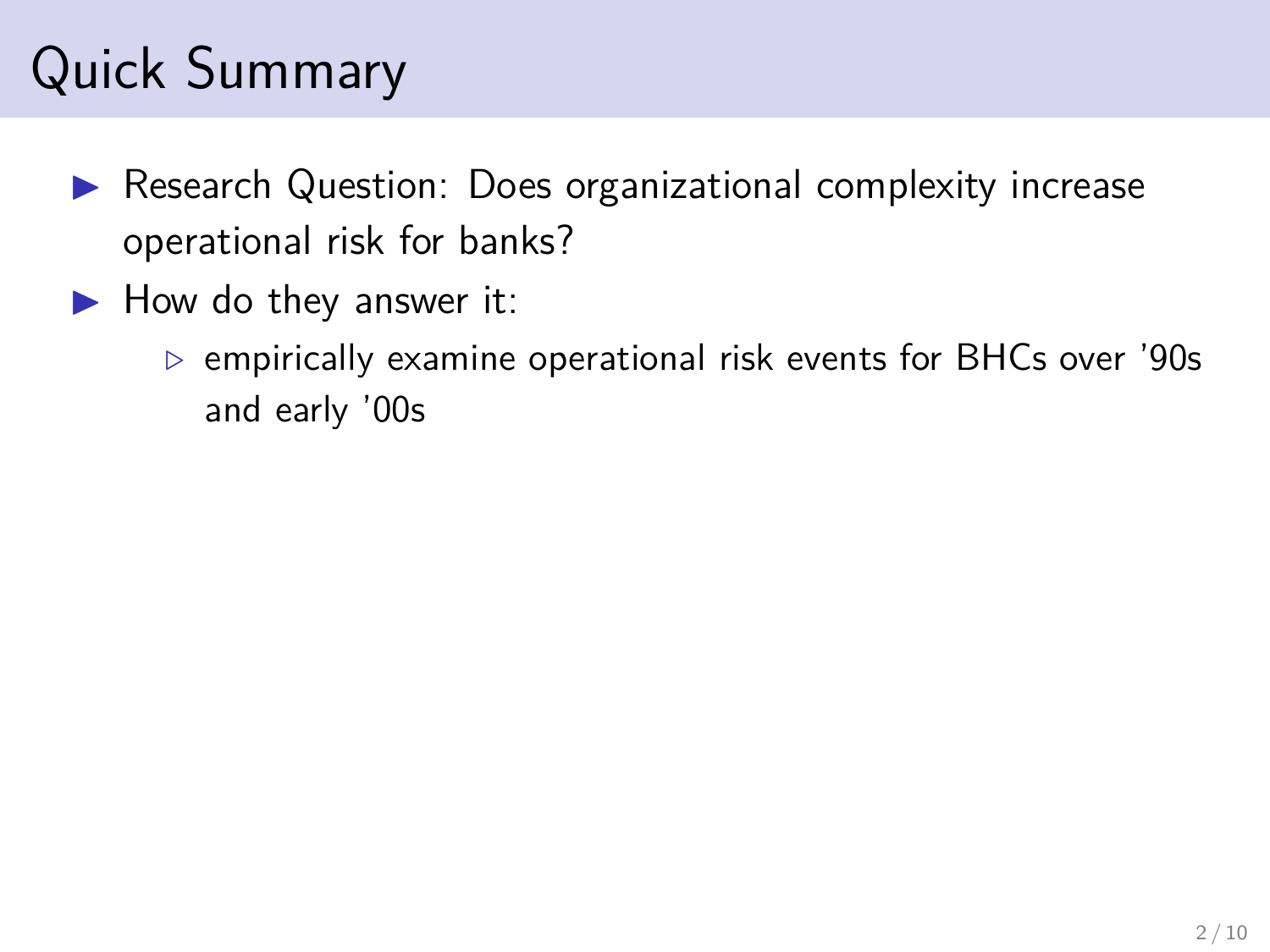# Quick Summary

- Research Question: Does organizational complexity increase operational risk for banks?
- How do they answer it:
  - empirically examine operational risk events for BHCs over '90s and early '00s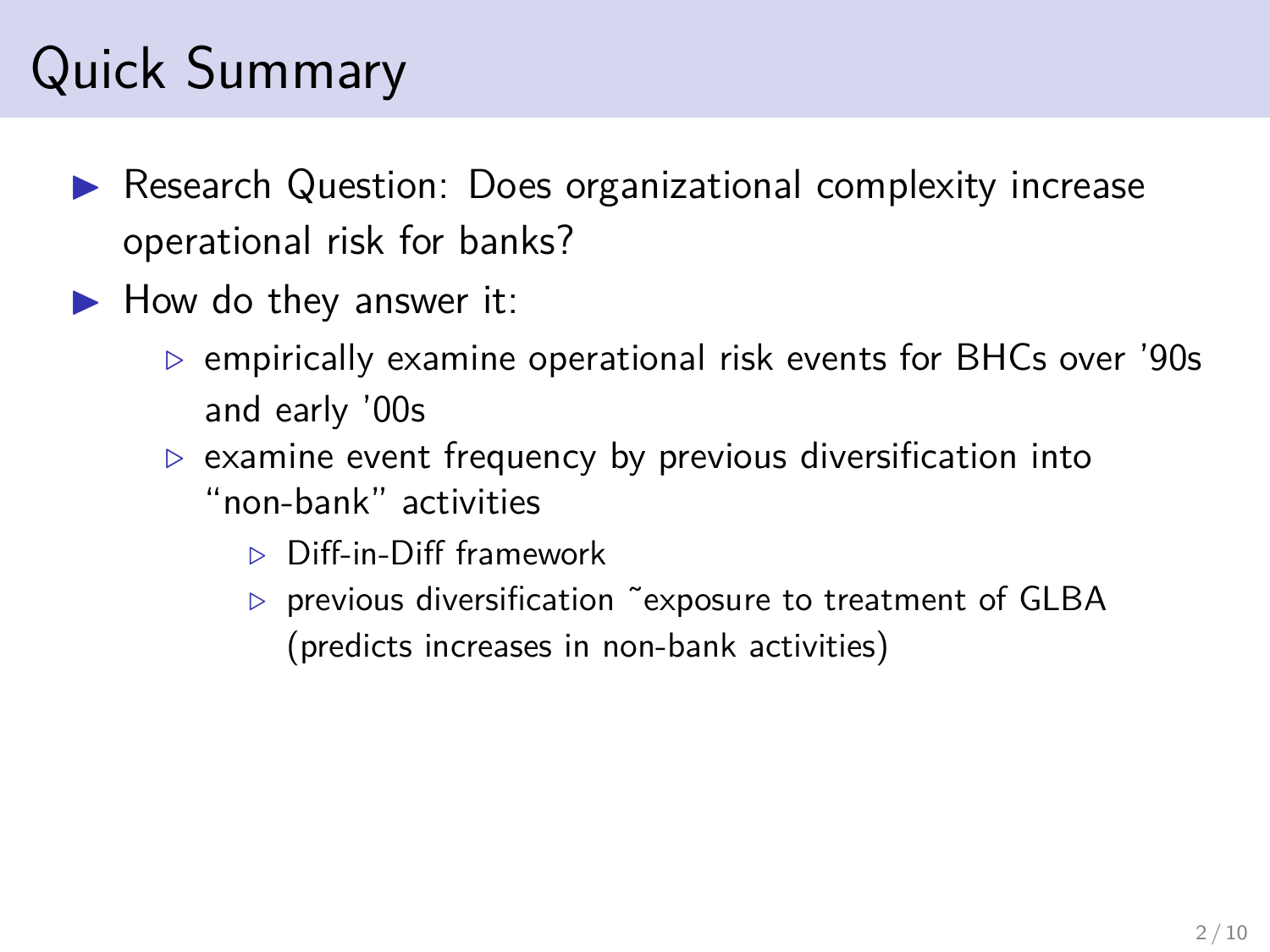# Quick Summary

- Research Question: Does organizational complexity increase operational risk for banks?
- How do they answer it:
  - empirically examine operational risk events for BHCs over '90s and early '00s
  - examine event frequency by previous diversification into "non-bank" activities
    - Diff-in-Diff framework
    - previous diversification ˜exposure to treatment of GLBA (predicts increases in non-bank activities)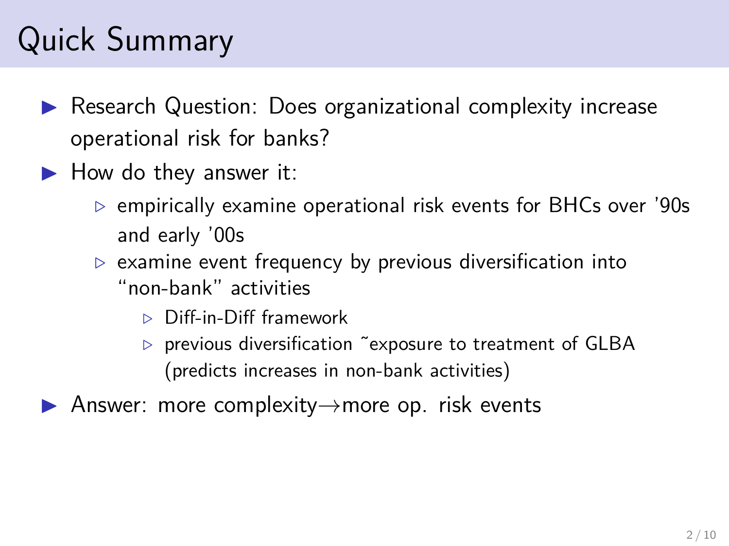# Quick Summary

- Research Question: Does organizational complexity increase operational risk for banks?
- How do they answer it:
  - empirically examine operational risk events for BHCs over '90s and early '00s
  - examine event frequency by previous diversification into "non-bank" activities
    - Diff-in-Diff framework
    - previous diversification ˜exposure to treatment of GLBA (predicts increases in non-bank activities)
- Answer: more complexity→more op. risk events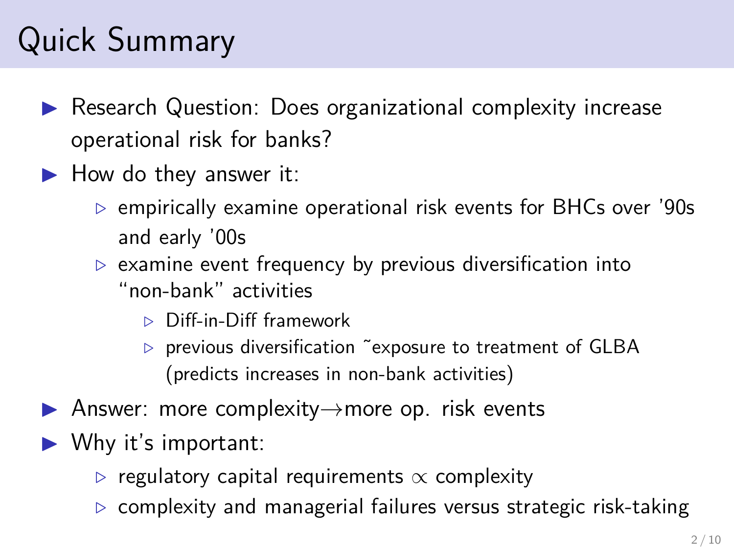# Quick Summary

- Research Question: Does organizational complexity increase operational risk for banks?
- How do they answer it:
  - empirically examine operational risk events for BHCs over '90s and early '00s
  - examine event frequency by previous diversification into "non-bank" activities
    - Diff-in-Diff framework
    - previous diversification ~exposure to treatment of GLBA (predicts increases in non-bank activities)
- Answer: more complexity $\rightarrow$ more op. risk events
- Why it's important:
  - regulatory capital requirements $\propto$ complexity
  - complexity and managerial failures versus strategic risk-taking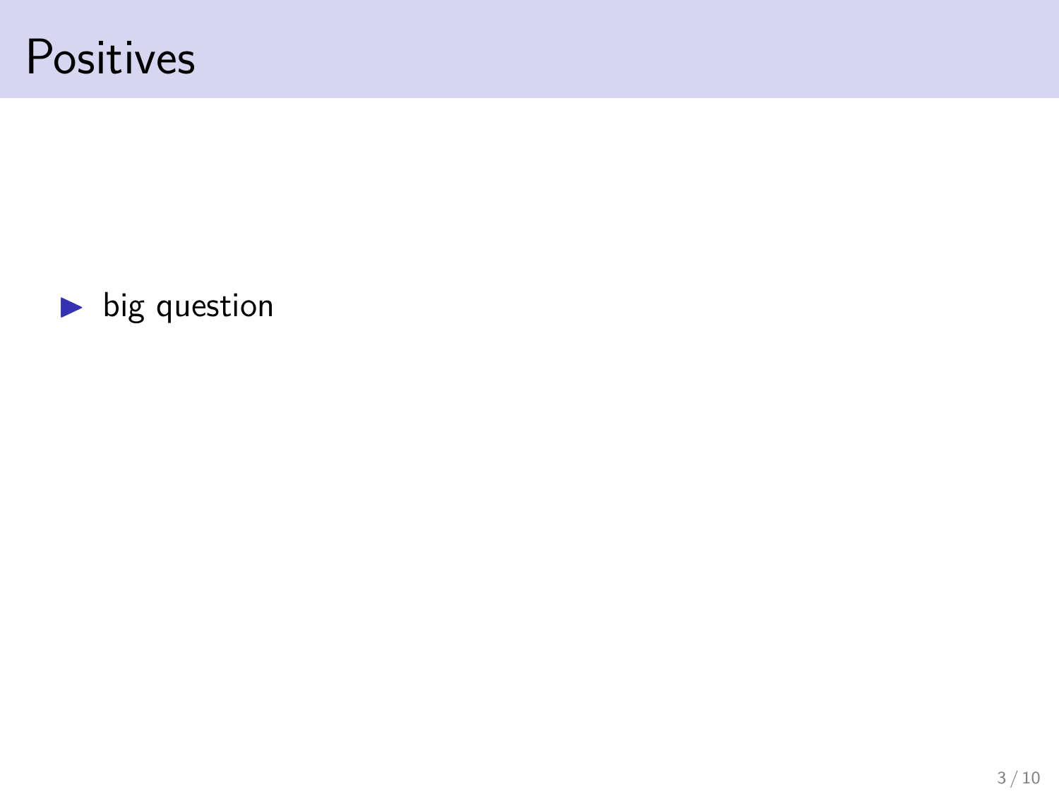# Positives

- big question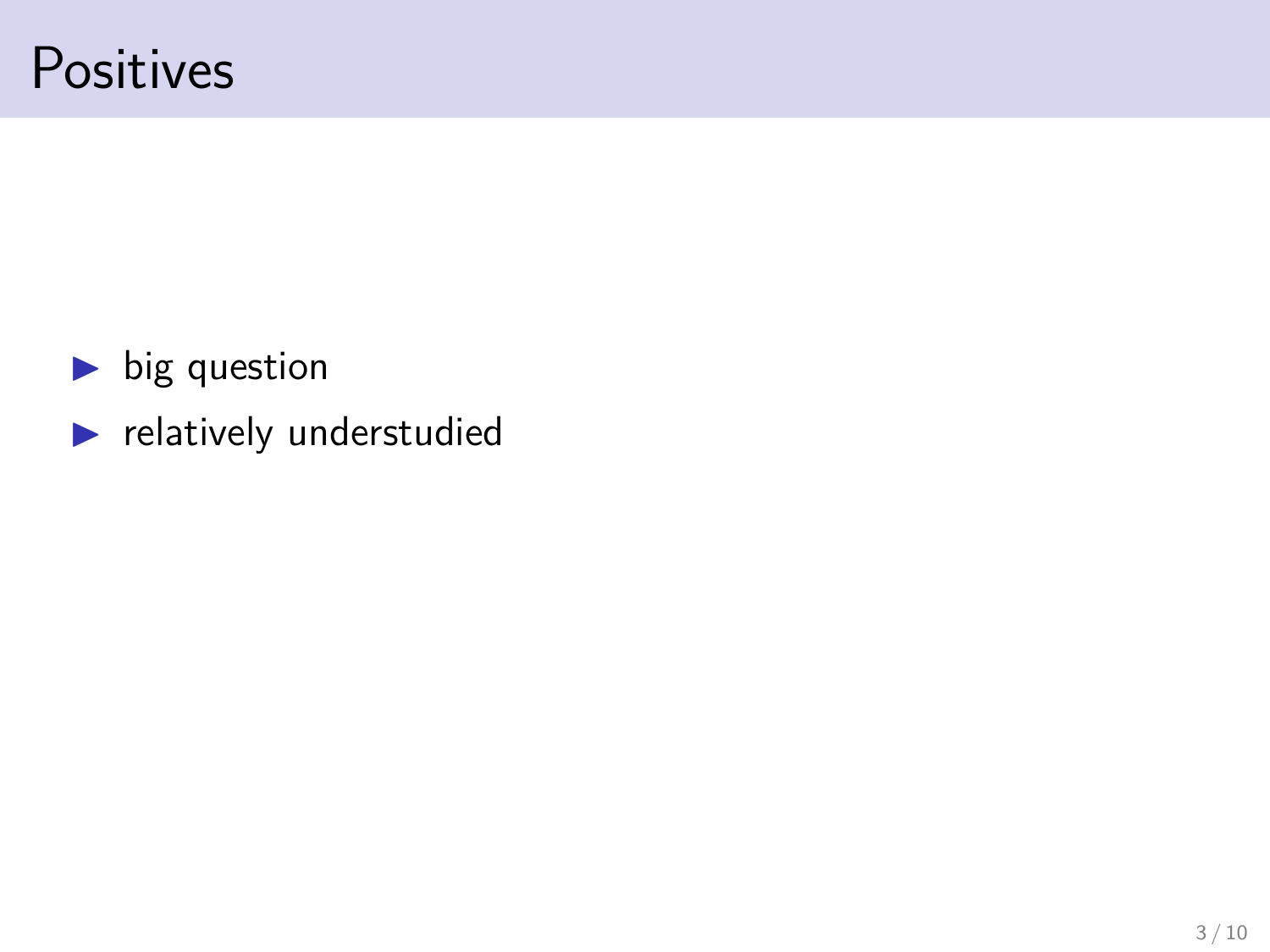# Positives

- big question
- relatively understudied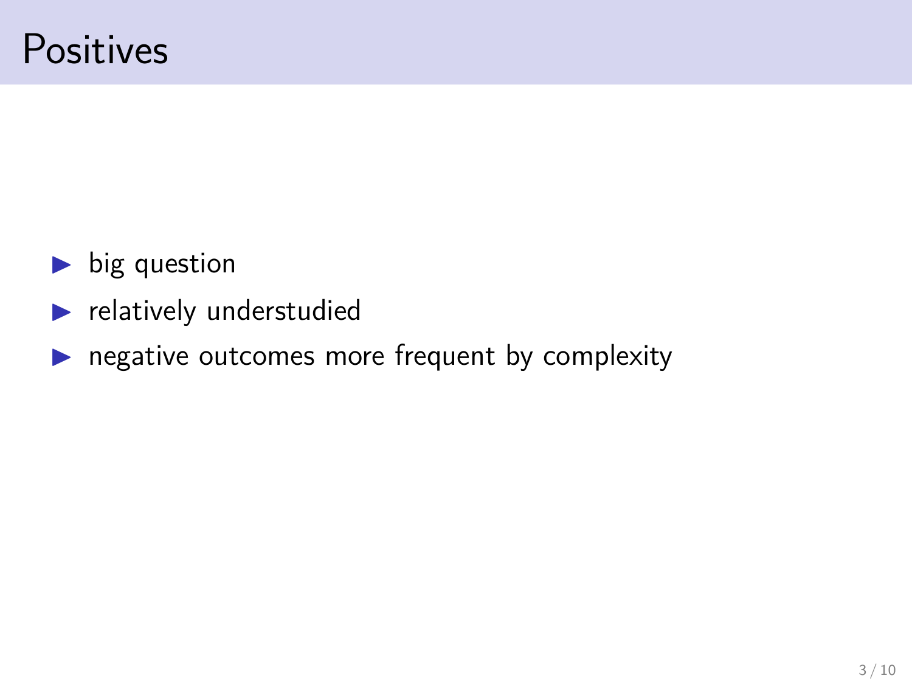# Positives

- big question
- relatively understudied
- negative outcomes more frequent by complexity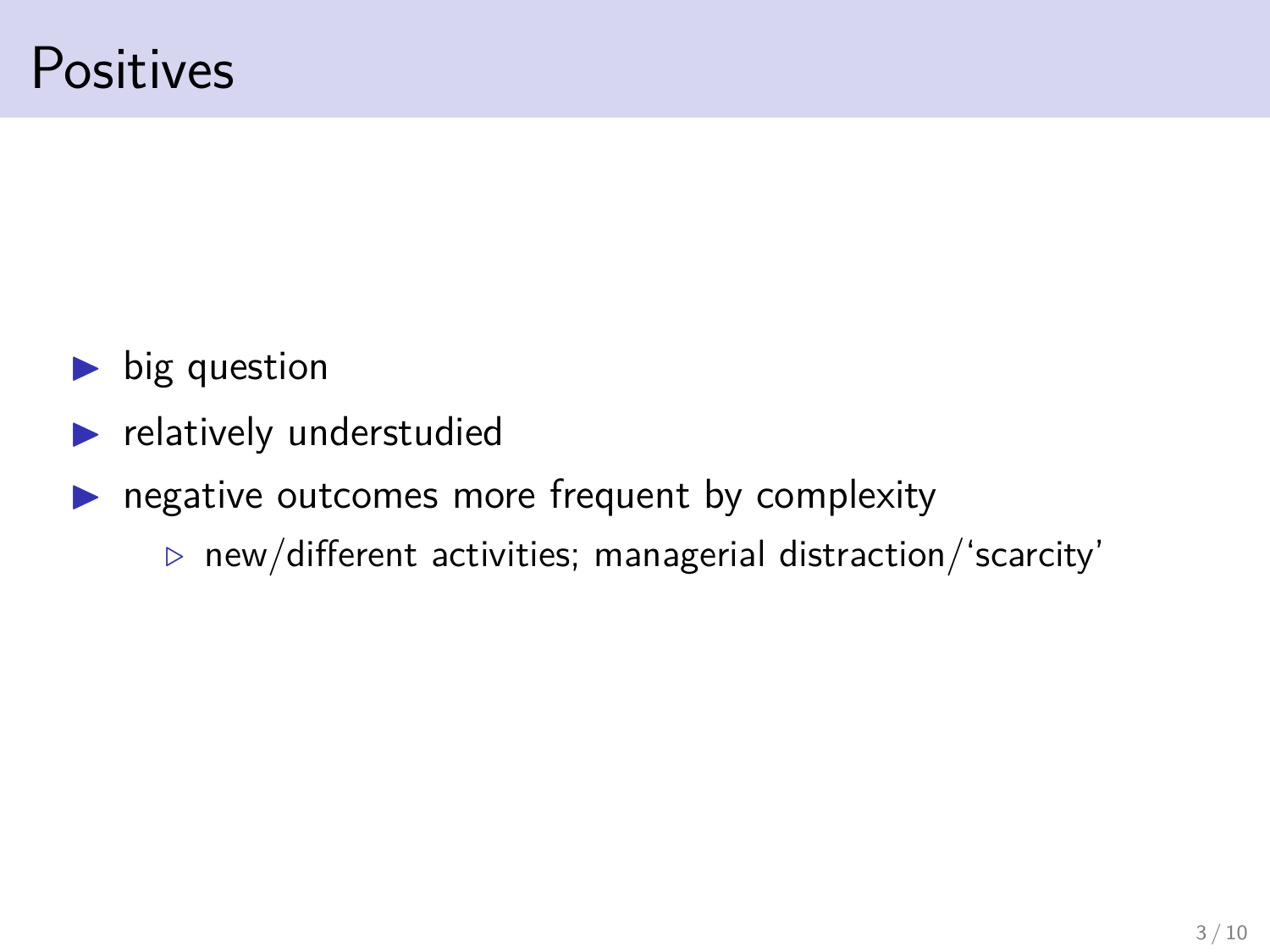# Positives

- big question
- relatively understudied
- negative outcomes more frequent by complexity
  - new/different activities; managerial distraction/‘scarcity’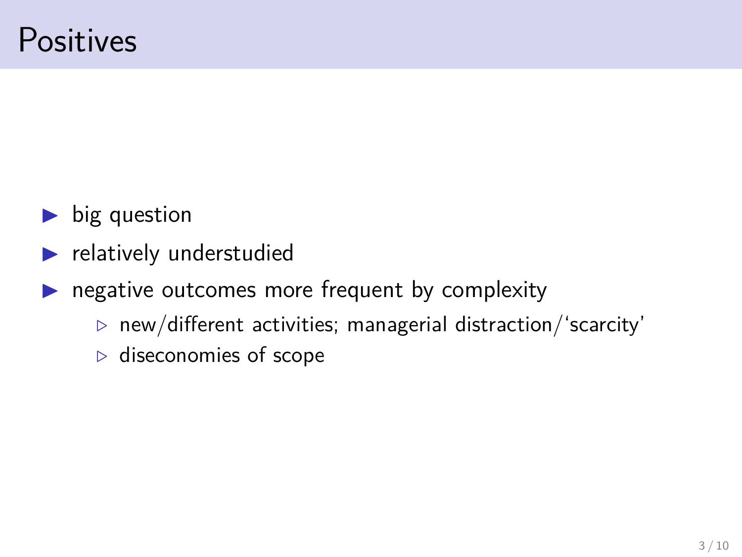# Positives

- big question
- relatively understudied
- negative outcomes more frequent by complexity
  - new/different activities; managerial distraction/'scarcity'
  - diseconomies of scope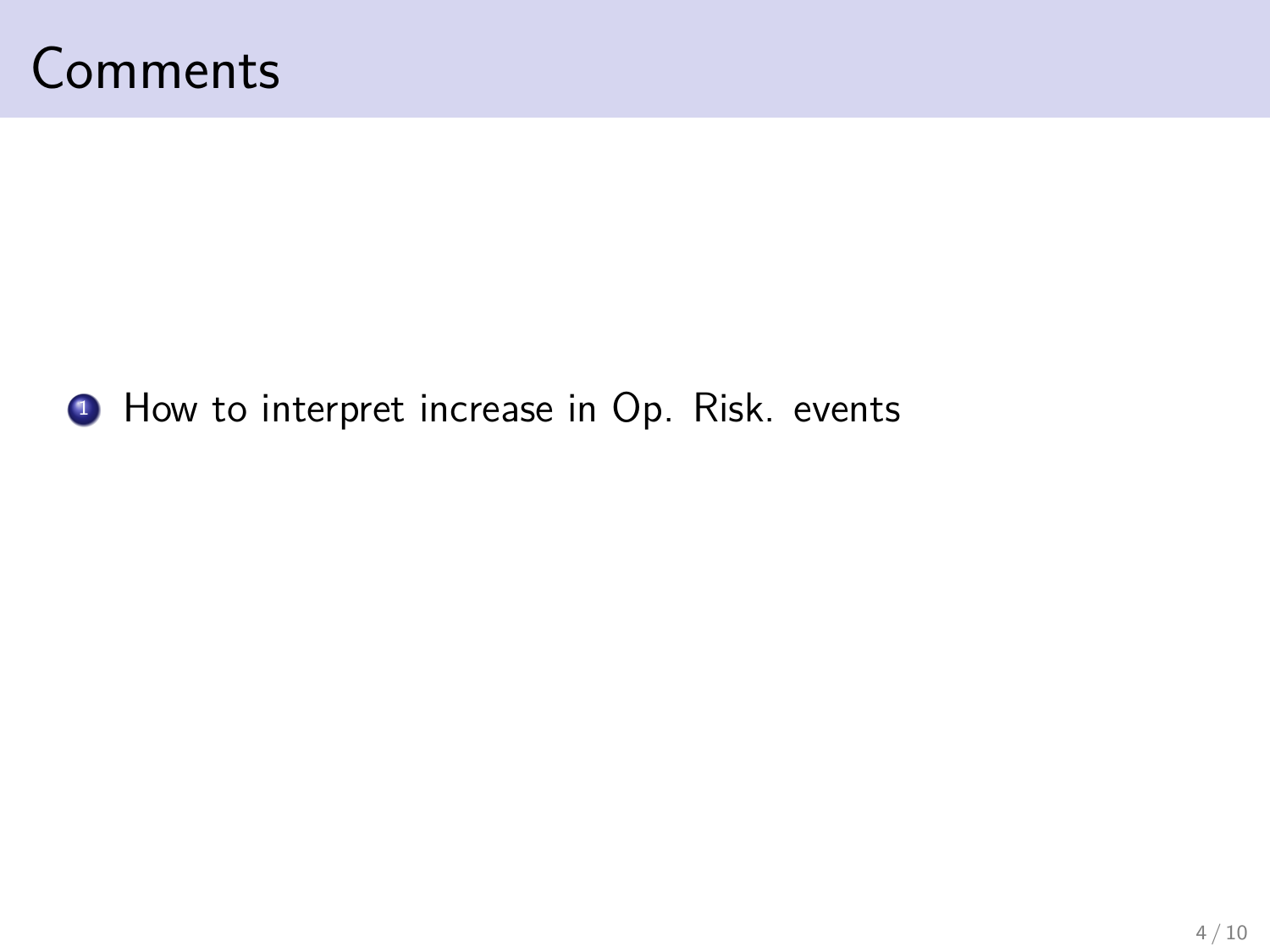# Comments

1. How to interpret increase in Op. Risk. events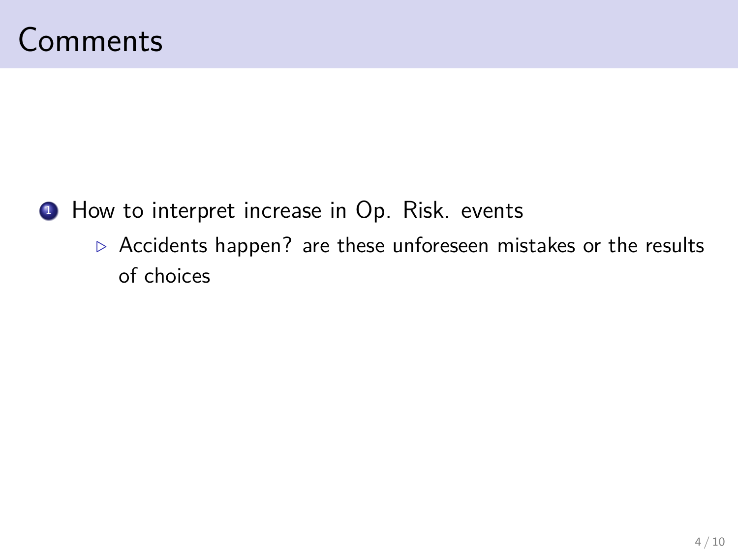# Comments

1. How to interpret increase in Op. Risk. events
   - Accidents happen? are these unforeseen mistakes or the results of choices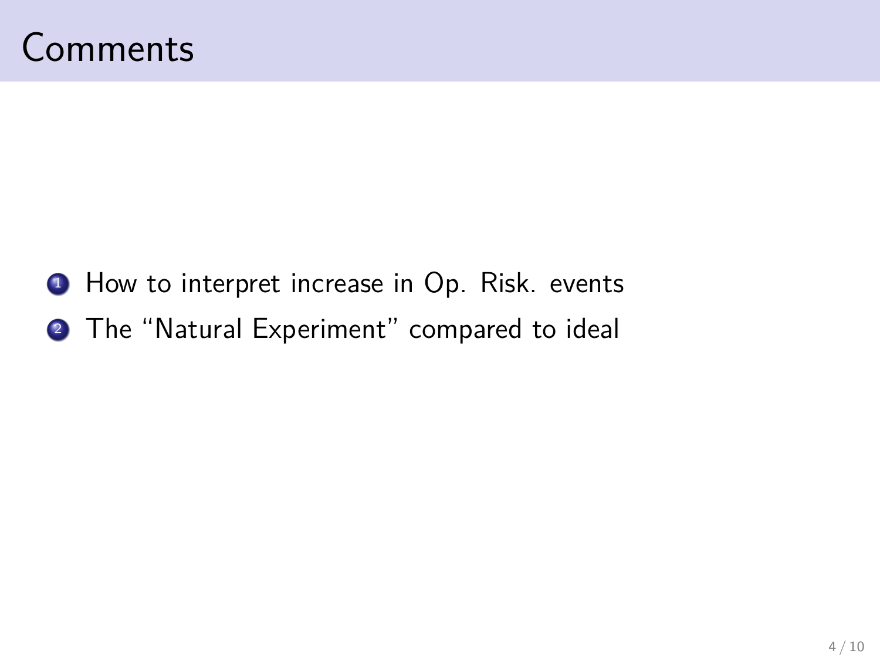# Comments

1. How to interpret increase in Op. Risk. events
2. The "Natural Experiment" compared to ideal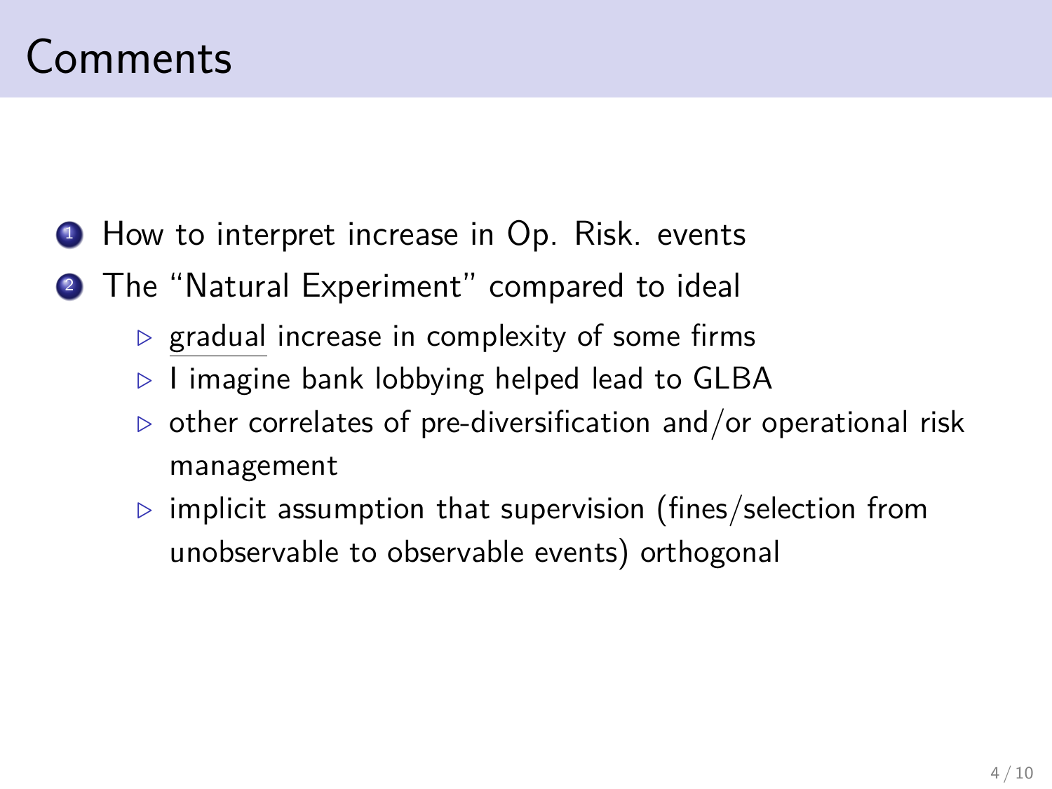# Comments

1. How to interpret increase in Op. Risk. events
2. The "Natural Experiment" compared to ideal
   - <u>gradual</u> increase in complexity of some firms
   - I imagine bank lobbying helped lead to GLBA
   - other correlates of pre-diversification and/or operational risk management
   - implicit assumption that supervision (fines/selection from unobservable to observable events) orthogonal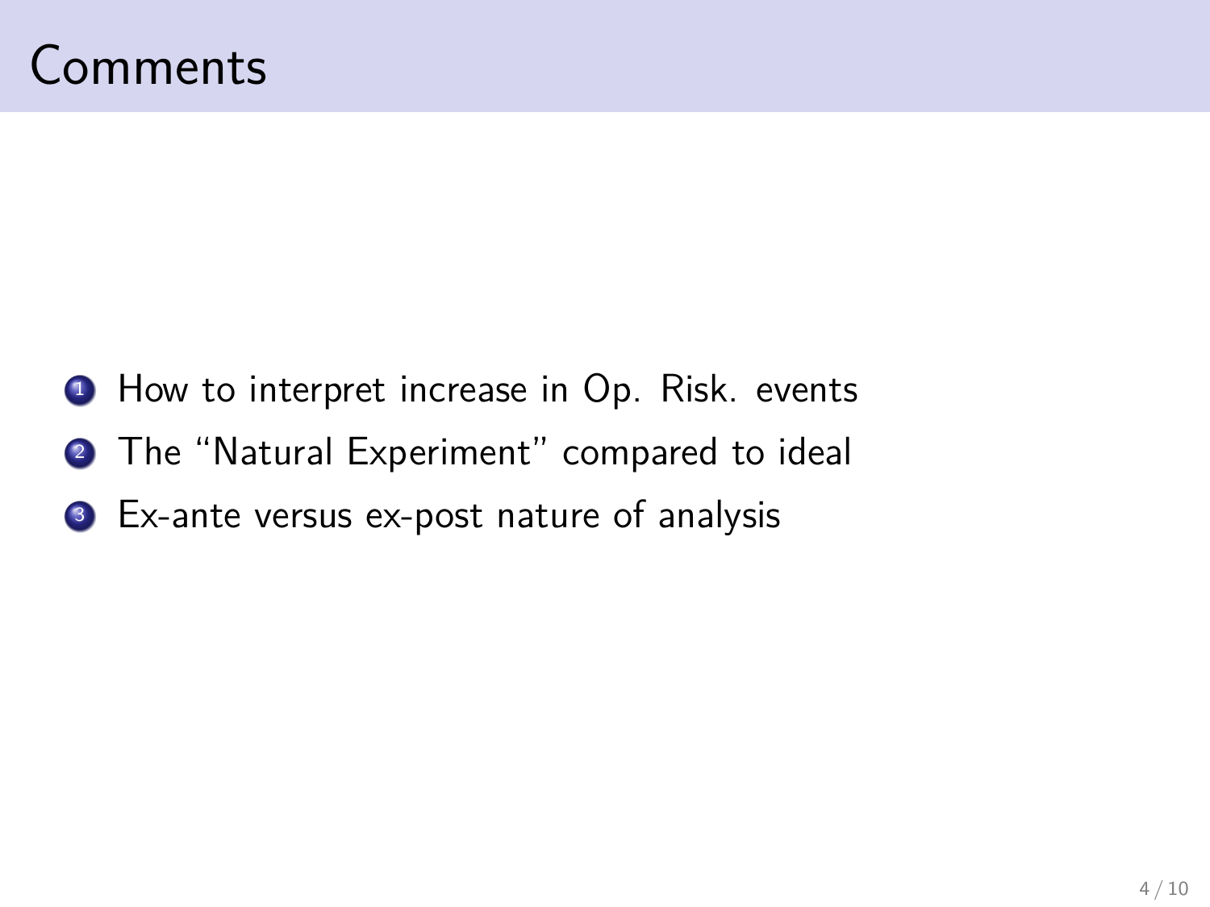# Comments

1. How to interpret increase in Op. Risk. events
2. The “Natural Experiment” compared to ideal
3. Ex-ante versus ex-post nature of analysis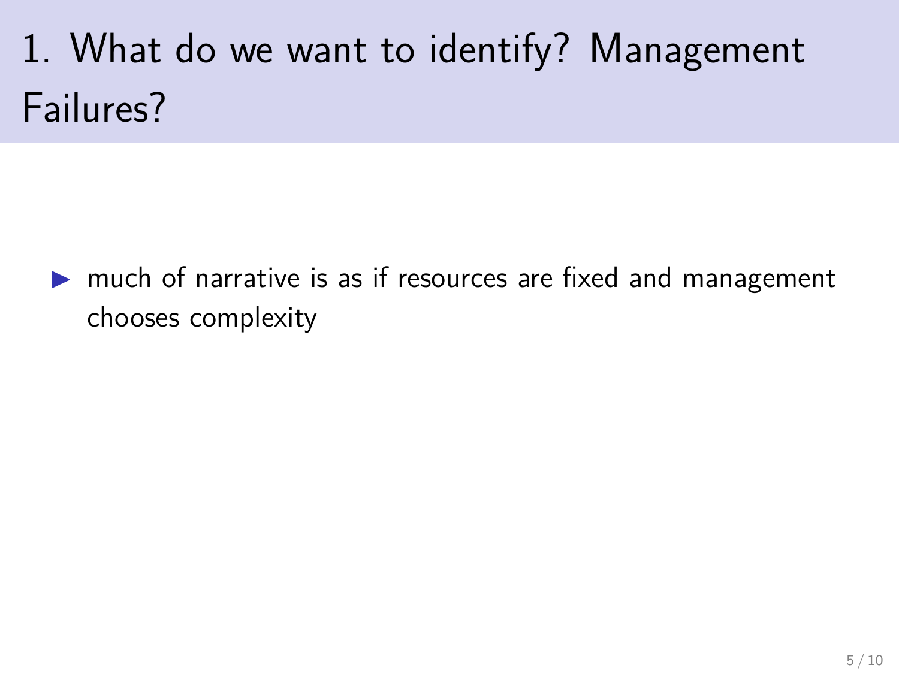# 1. What do we want to identify? Management Failures?

- much of narrative is as if resources are fixed and management chooses complexity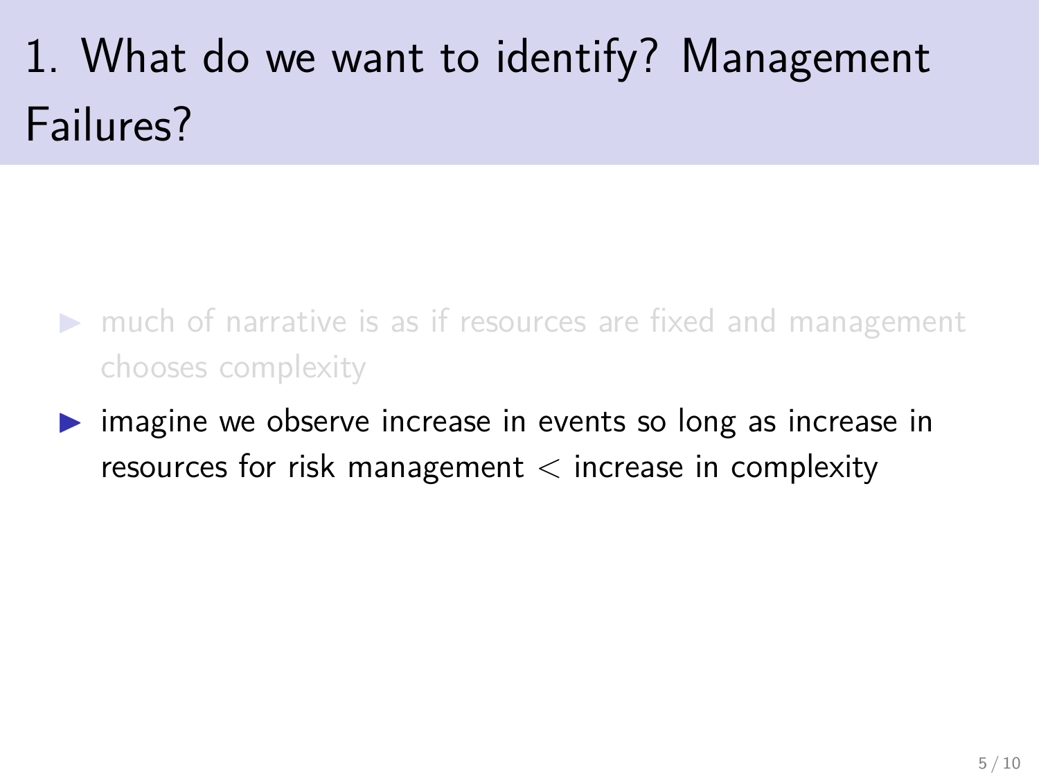# 1. What do we want to identify? Management Failures?

- much of narrative is as if resources are fixed and management chooses complexity
- imagine we observe increase in events so long as increase in resources for risk management $<$ increase in complexity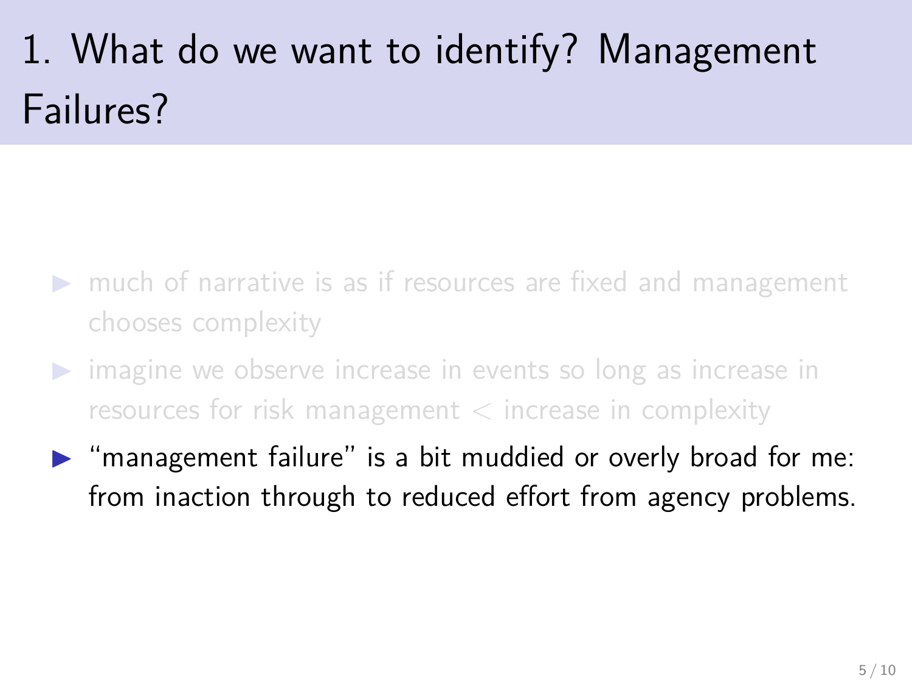# 1. What do we want to identify? Management Failures?

- much of narrative is as if resources are fixed and management chooses complexity
- imagine we observe increase in events so long as increase in resources for risk management < increase in complexity
- "management failure" is a bit muddied or overly broad for me: from inaction through to reduced effort from agency problems.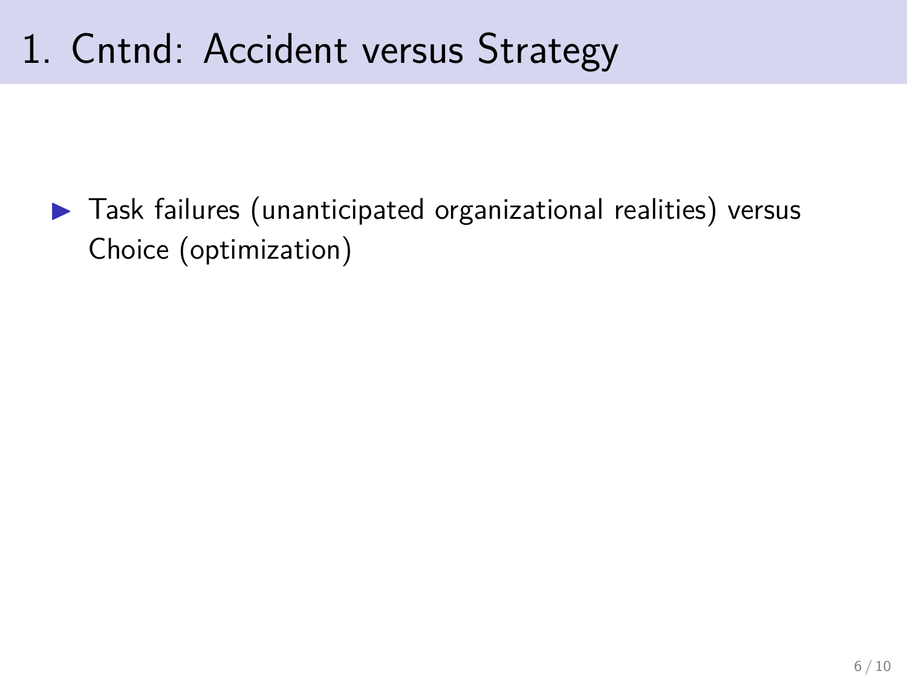# 1. Cntnd: Accident versus Strategy

- Task failures (unanticipated organizational realities) versus Choice (optimization)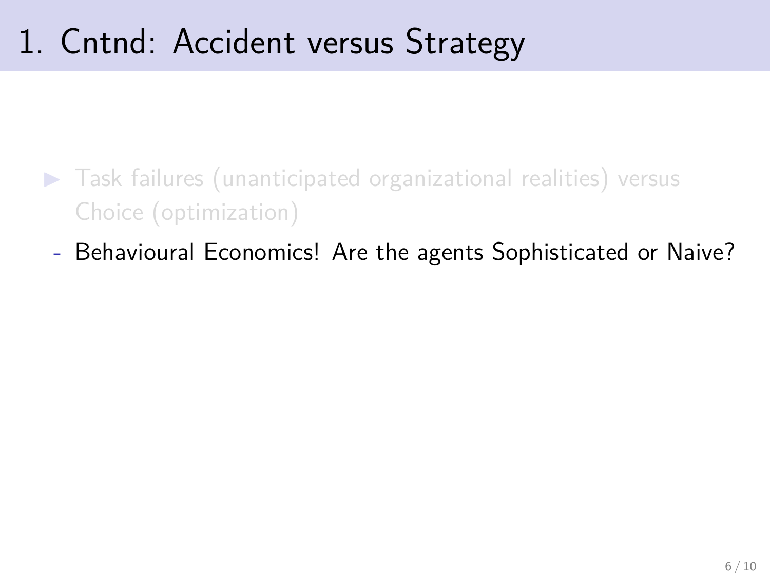# 1. Cntnd: Accident versus Strategy

- Task failures (unanticipated organizational realities) versus Choice (optimization)
  - Behavioural Economics! Are the agents Sophisticated or Naive?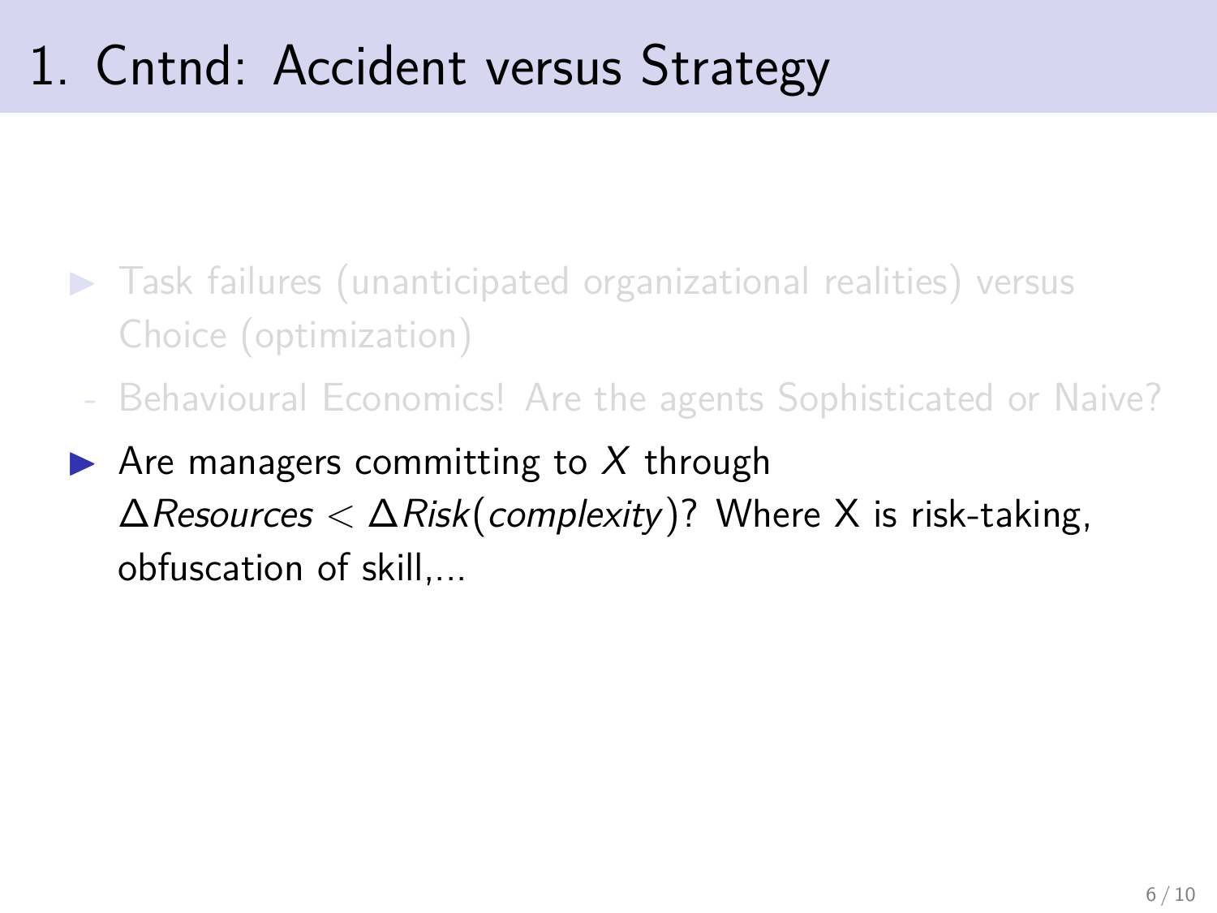# 1. Cntnd: Accident versus Strategy

- Task failures (unanticipated organizational realities) versus Choice (optimization)
  - Behavioural Economics! Are the agents Sophisticated or Naive?
- Are managers committing to $X$ through $\Delta Resources < \Delta Risk(complexity)$? Where X is risk-taking, obfuscation of skill,...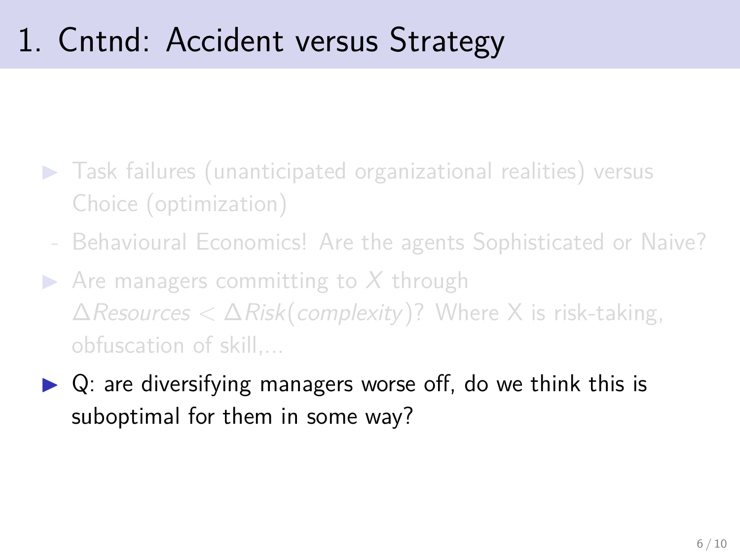# 1. Cntnd: Accident versus Strategy

- Task failures (unanticipated organizational realities) versus Choice (optimization)
  - Behavioural Economics! Are the agents Sophisticated or Naive?
- Are managers committing to $X$ through $\Delta Resources < \Delta Risk(complexity)$? Where X is risk-taking, obfuscation of skill,...
- Q: are diversifying managers worse off, do we think this is suboptimal for them in some way?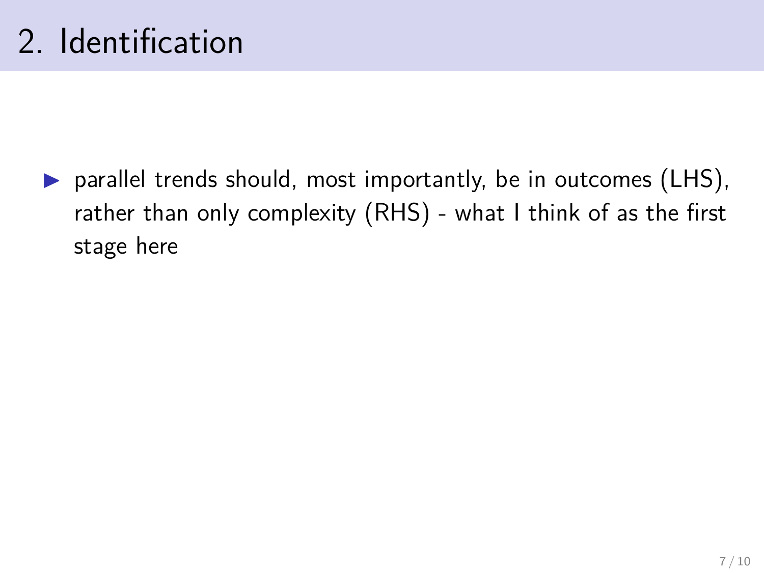# 2. Identification

- parallel trends should, most importantly, be in outcomes (LHS), rather than only complexity (RHS) - what I think of as the first stage here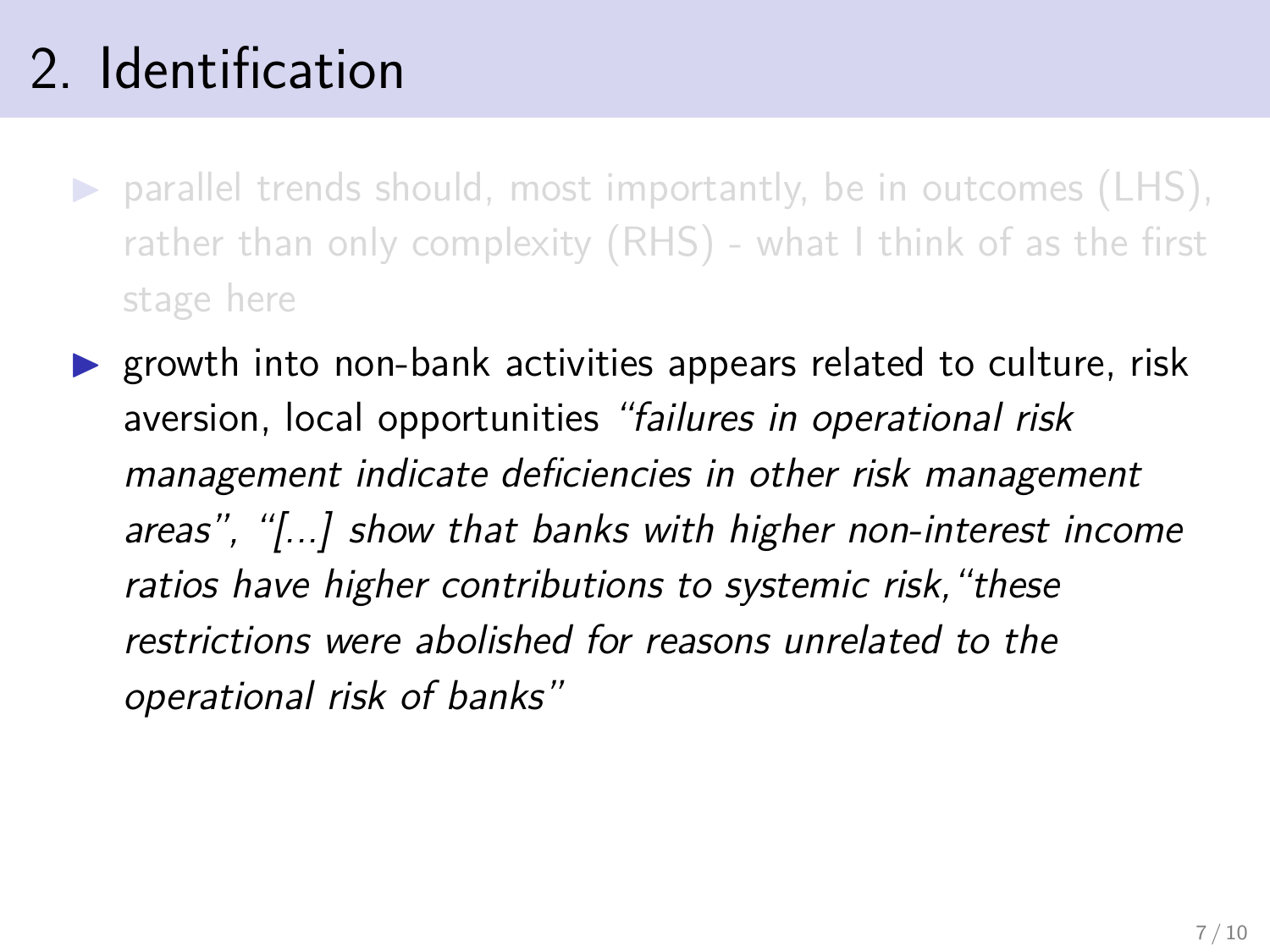# 2. Identification

- parallel trends should, most importantly, be in outcomes (LHS), rather than only complexity (RHS) - what I think of as the first stage here
- growth into non-bank activities appears related to culture, risk aversion, local opportunities *"failures in operational risk management indicate deficiencies in other risk management areas"*, *"[...] show that banks with higher non-interest income ratios have higher contributions to systemic risk,"these restrictions were abolished for reasons unrelated to the operational risk of banks"*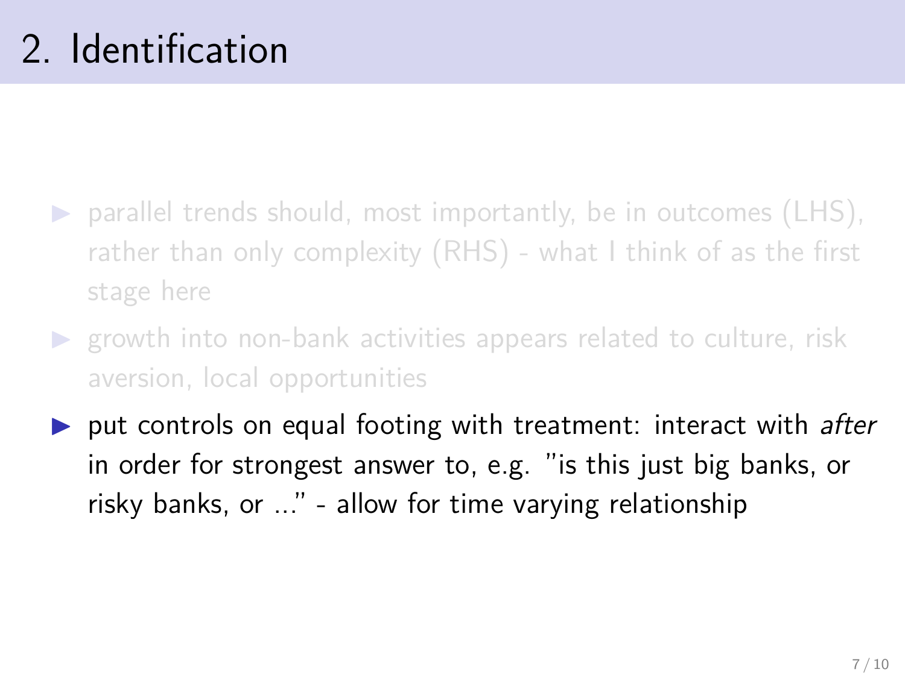# 2. Identification

- parallel trends should, most importantly, be in outcomes (LHS), rather than only complexity (RHS) - what I think of as the first stage here
- growth into non-bank activities appears related to culture, risk aversion, local opportunities
- put controls on equal footing with treatment: interact with *after* in order for strongest answer to, e.g. "is this just big banks, or risky banks, or ..." - allow for time varying relationship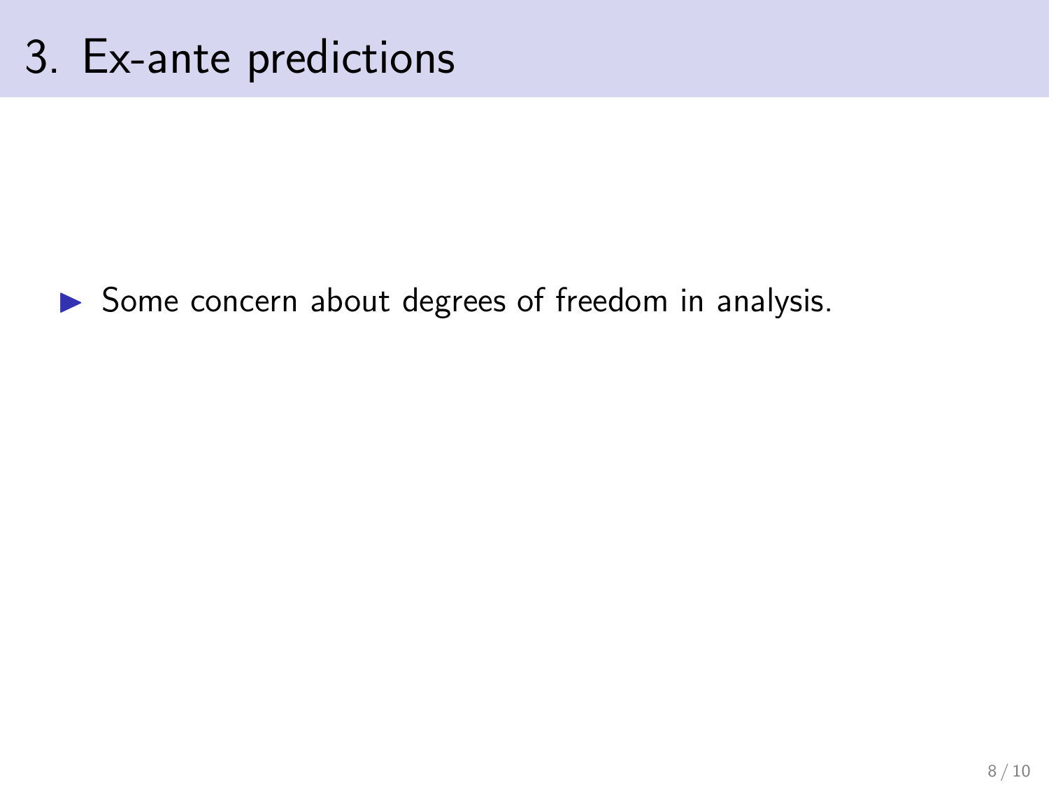# 3. Ex-ante predictions

- Some concern about degrees of freedom in analysis.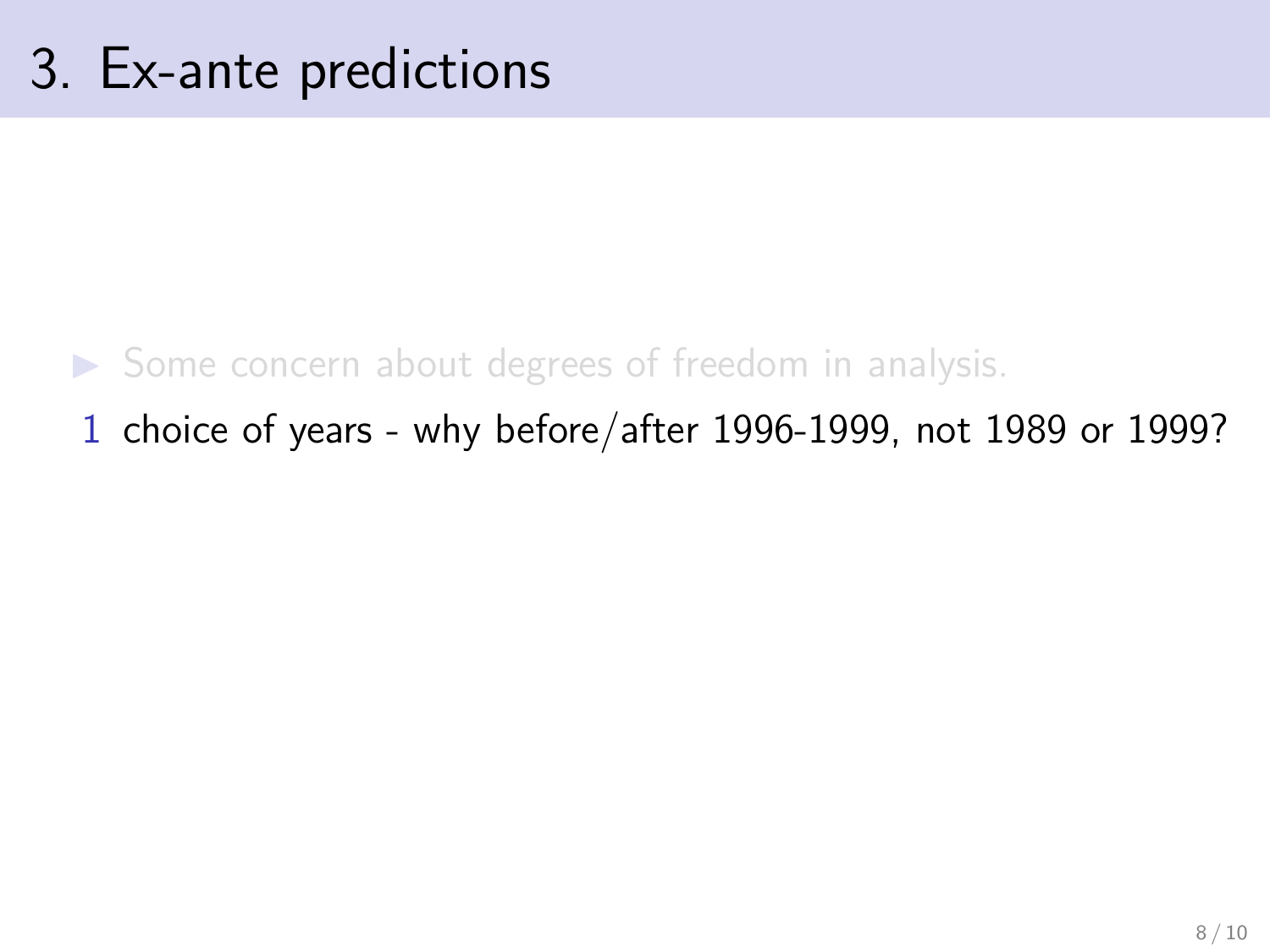# 3. Ex-ante predictions

- Some concern about degrees of freedom in analysis.

1. choice of years - why before/after 1996-1999, not 1989 or 1999?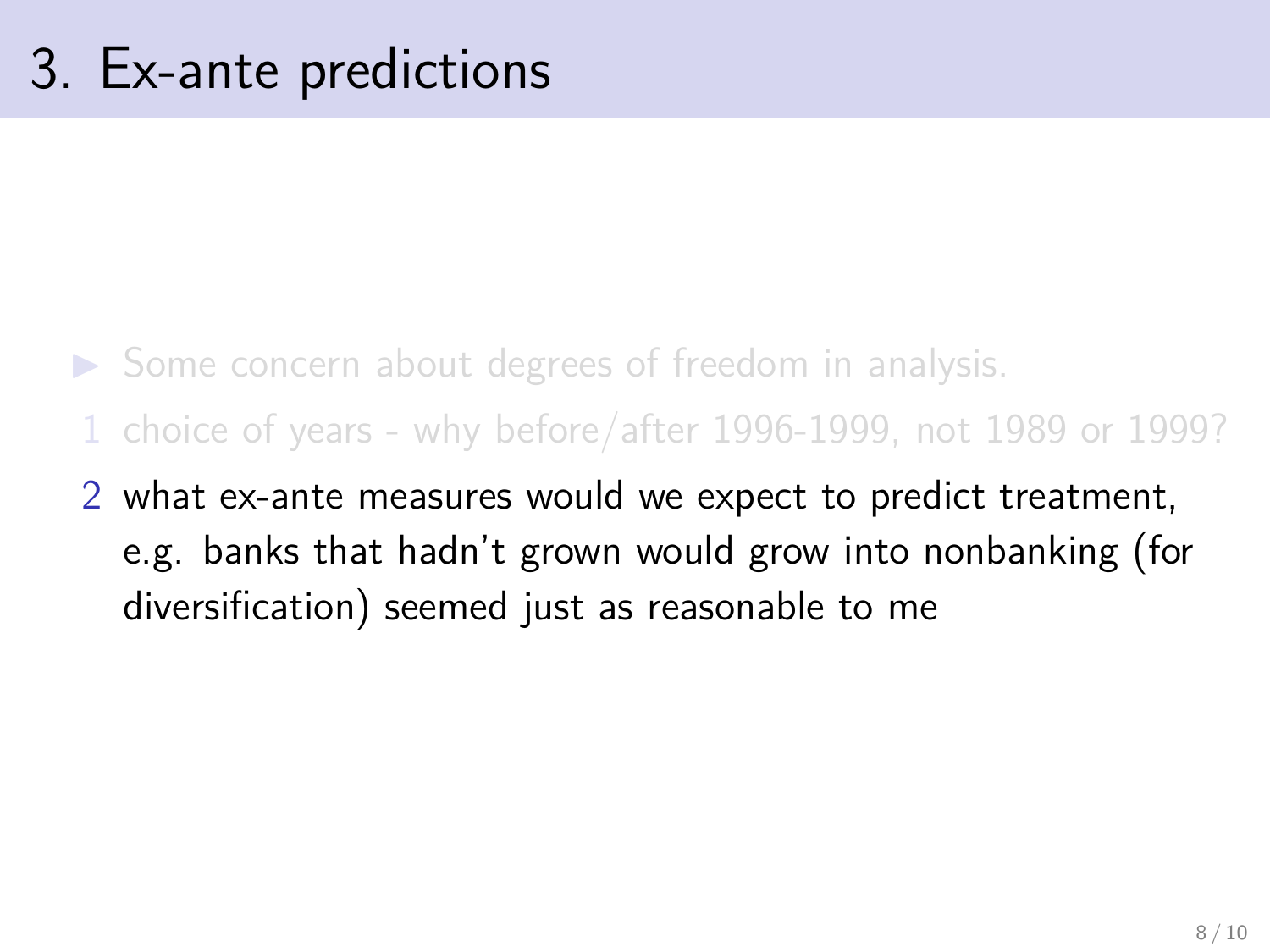# 3. Ex-ante predictions

- Some concern about degrees of freedom in analysis.

1. choice of years - why before/after 1996-1999, not 1989 or 1999?
2. what ex-ante measures would we expect to predict treatment, e.g. banks that hadn't grown would grow into nonbanking (for diversification) seemed just as reasonable to me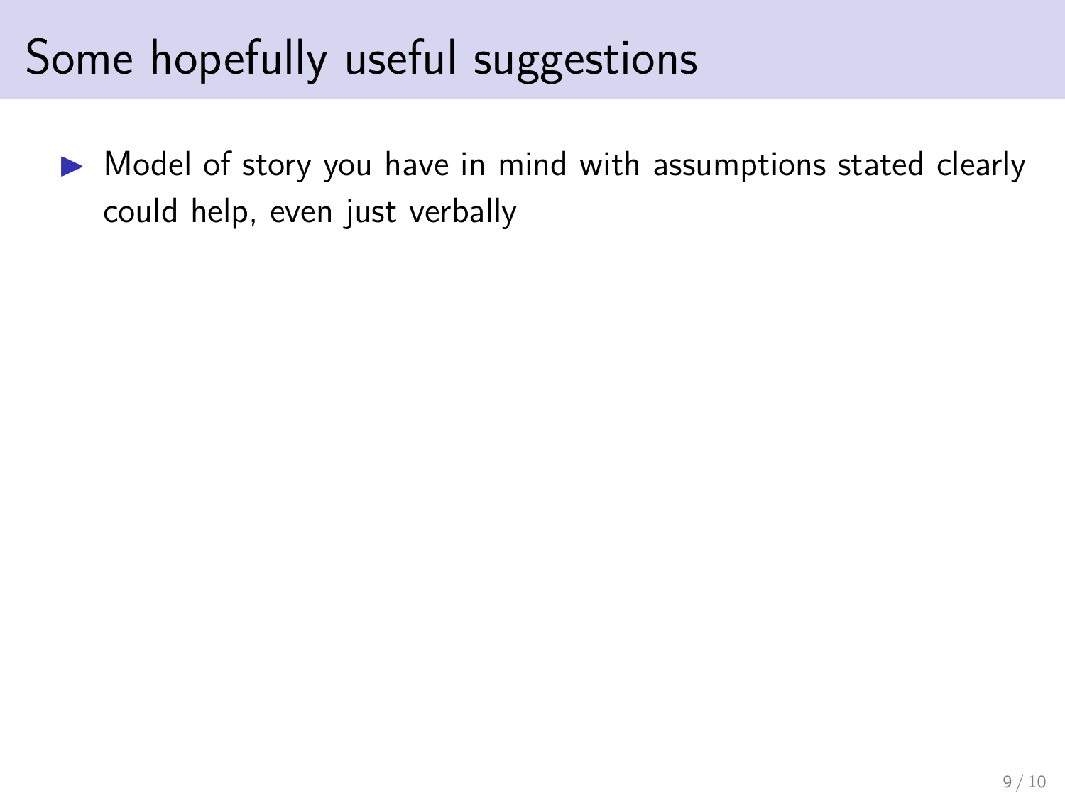# Some hopefully useful suggestions

- Model of story you have in mind with assumptions stated clearly could help, even just verbally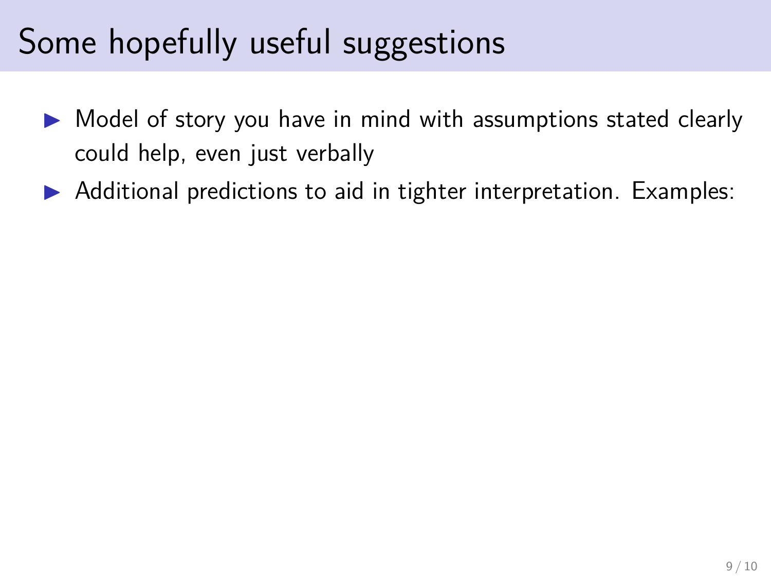# Some hopefully useful suggestions

- Model of story you have in mind with assumptions stated clearly could help, even just verbally
- Additional predictions to aid in tighter interpretation. Examples: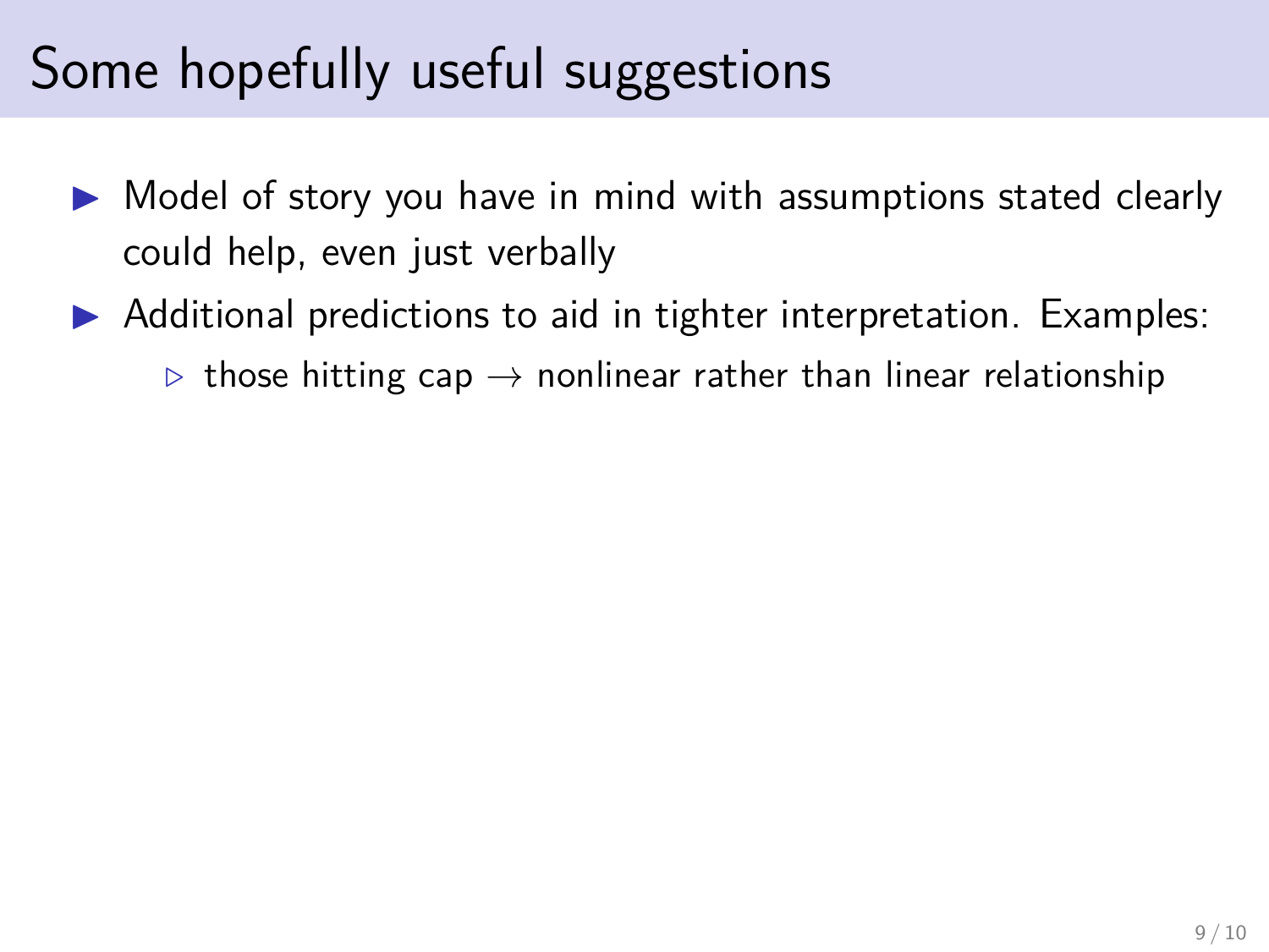# Some hopefully useful suggestions

- Model of story you have in mind with assumptions stated clearly could help, even just verbally
- Additional predictions to aid in tighter interpretation. Examples:
  - those hitting cap $\rightarrow$ nonlinear rather than linear relationship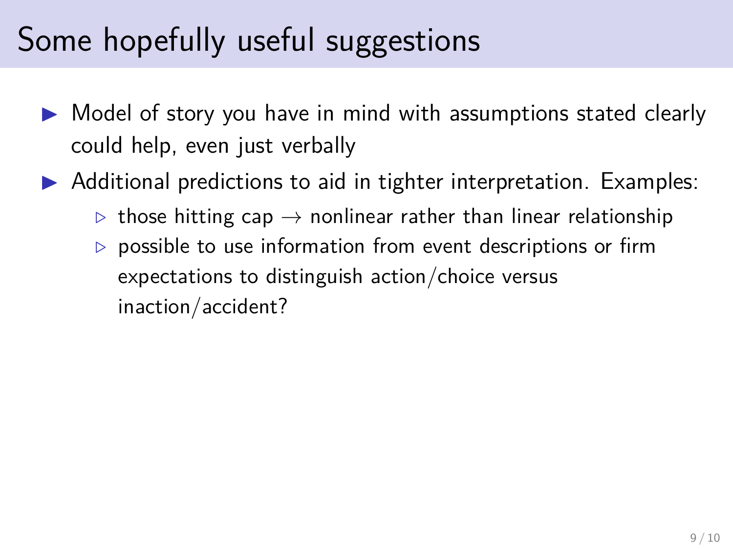# Some hopefully useful suggestions

- Model of story you have in mind with assumptions stated clearly could help, even just verbally
- Additional predictions to aid in tighter interpretation. Examples:
  - those hitting cap $\rightarrow$ nonlinear rather than linear relationship
  - possible to use information from event descriptions or firm expectations to distinguish action/choice versus inaction/accident?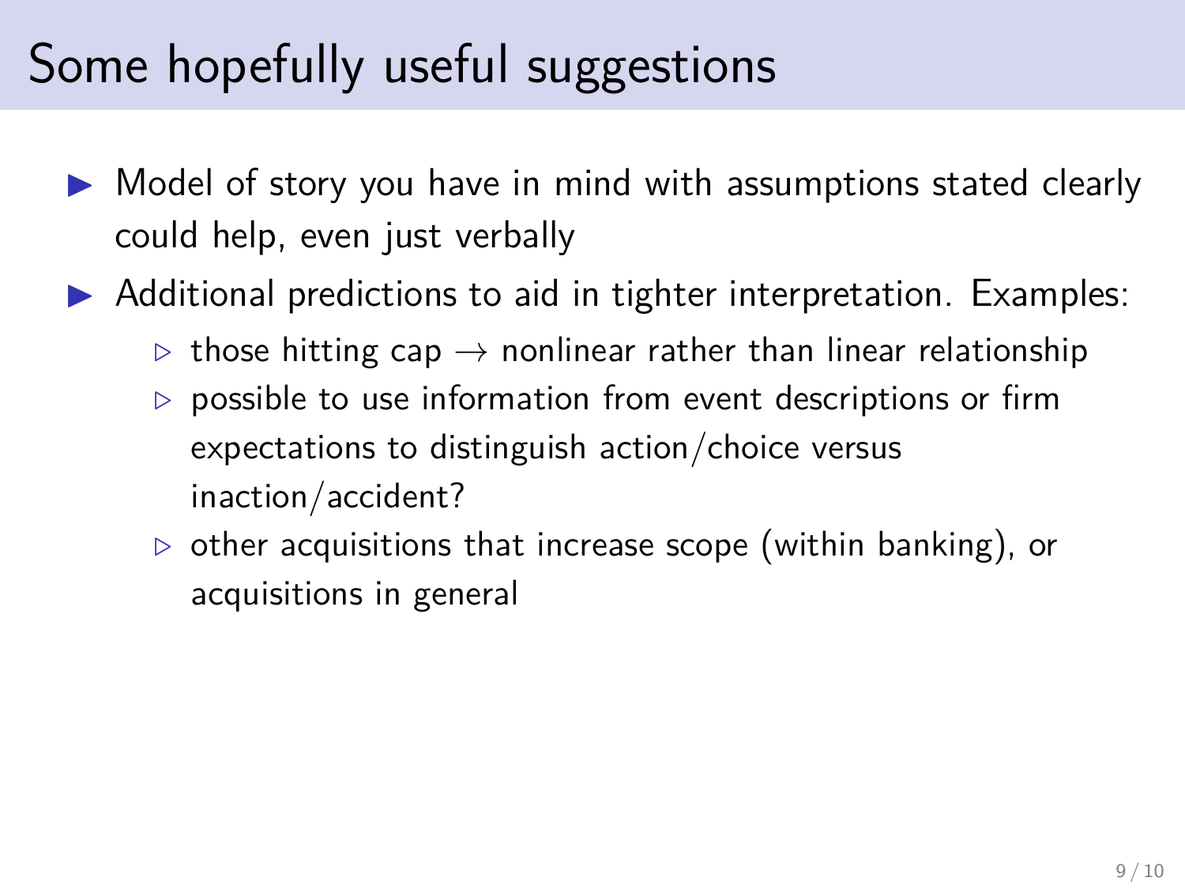# Some hopefully useful suggestions

- Model of story you have in mind with assumptions stated clearly could help, even just verbally
- Additional predictions to aid in tighter interpretation. Examples:
  - those hitting cap $\rightarrow$ nonlinear rather than linear relationship
  - possible to use information from event descriptions or firm expectations to distinguish action/choice versus inaction/accident?
  - other acquisitions that increase scope (within banking), or acquisitions in general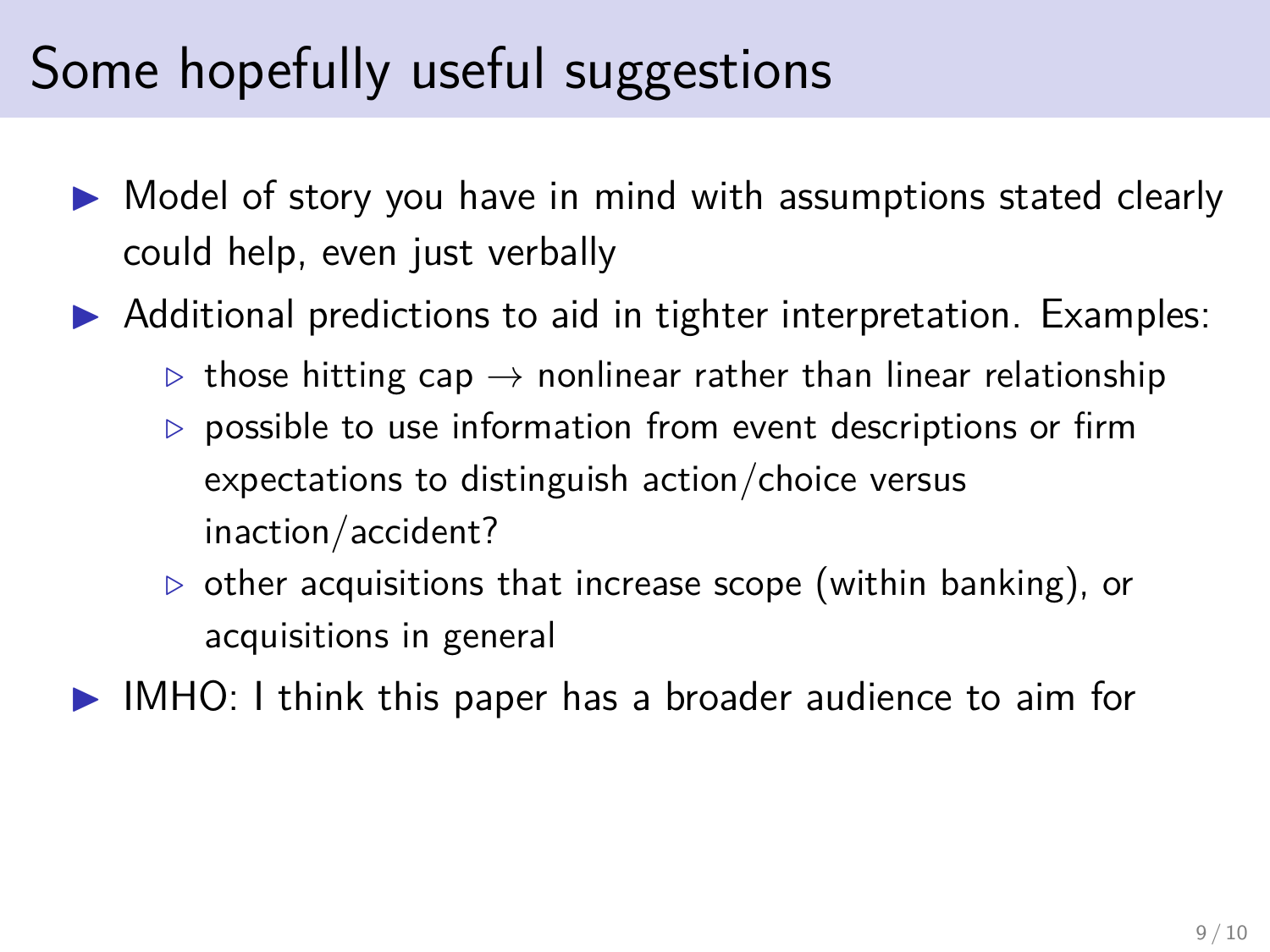# Some hopefully useful suggestions

- Model of story you have in mind with assumptions stated clearly could help, even just verbally
- Additional predictions to aid in tighter interpretation. Examples:
  - those hitting cap $\rightarrow$ nonlinear rather than linear relationship
  - possible to use information from event descriptions or firm expectations to distinguish action/choice versus inaction/accident?
  - other acquisitions that increase scope (within banking), or acquisitions in general
- IMHO: I think this paper has a broader audience to aim for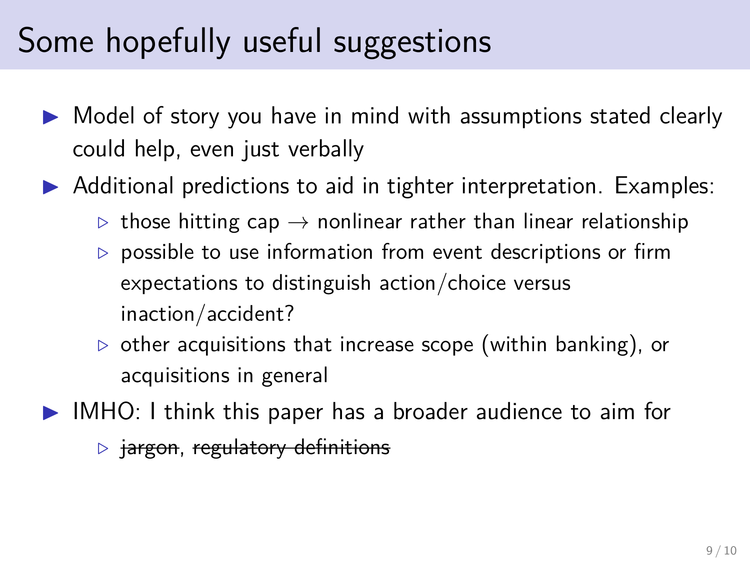# Some hopefully useful suggestions

- Model of story you have in mind with assumptions stated clearly could help, even just verbally
- Additional predictions to aid in tighter interpretation. Examples:
  - those hitting cap $\rightarrow$ nonlinear rather than linear relationship
  - possible to use information from event descriptions or firm expectations to distinguish action/choice versus inaction/accident?
  - other acquisitions that increase scope (within banking), or acquisitions in general
- IMHO: I think this paper has a broader audience to aim for
  - ~~jargon~~, ~~regulatory definitions~~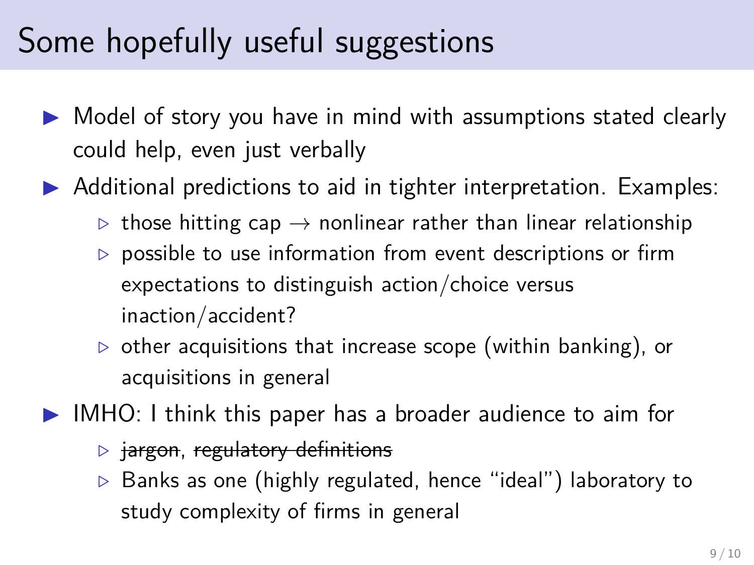# Some hopefully useful suggestions

- Model of story you have in mind with assumptions stated clearly could help, even just verbally
- Additional predictions to aid in tighter interpretation. Examples:
  - those hitting cap → nonlinear rather than linear relationship
  - possible to use information from event descriptions or firm expectations to distinguish action/choice versus inaction/accident?
  - other acquisitions that increase scope (within banking), or acquisitions in general
- IMHO: I think this paper has a broader audience to aim for
  - ~~jargon~~, ~~regulatory definitions~~
  - Banks as one (highly regulated, hence "ideal") laboratory to study complexity of firms in general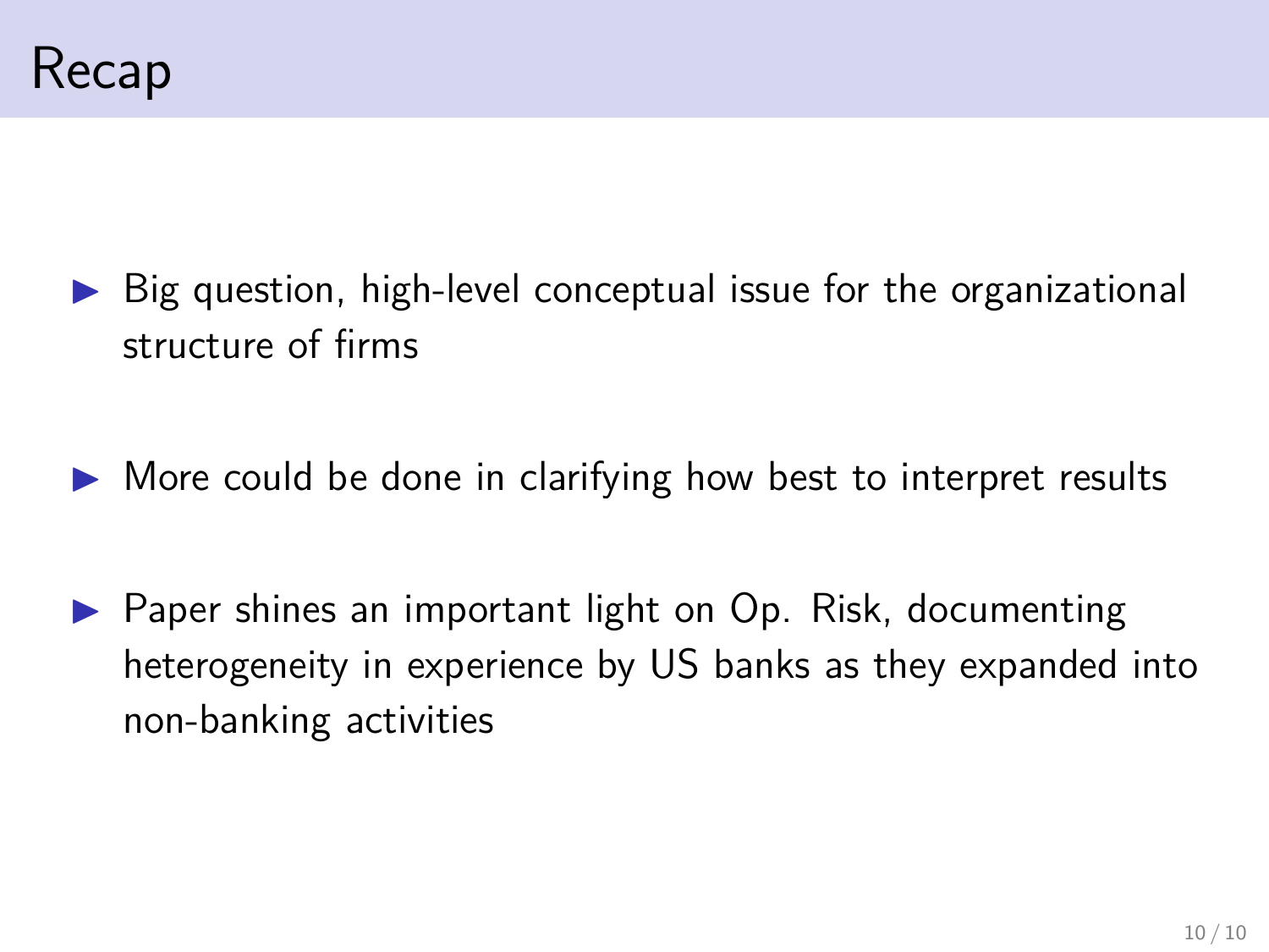# Recap

- Big question, high-level conceptual issue for the organizational structure of firms
- More could be done in clarifying how best to interpret results
- Paper shines an important light on Op. Risk, documenting heterogeneity in experience by US banks as they expanded into non-banking activities